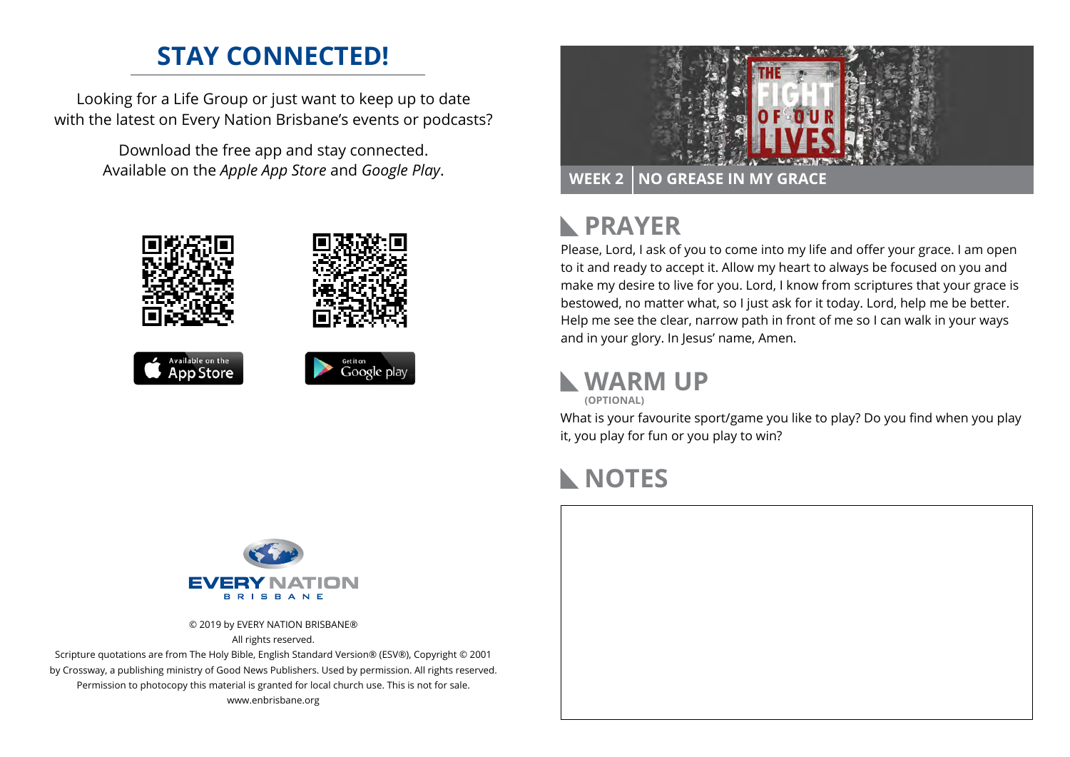## STAY CONNECTED!

Looking for a Life Group or just want to keep up to date with the latest on Every Nation Brisbane's events or podcasts?

Download the free app and stay connected. Available on the *Apple App Store* and *Google Play*.

Available on the App Store

Get it on Google play

EVERY NATION BRISBANE

© 2019 by EVERY NATION BRISBANE®
All rights reserved.
Scripture quotations are from The Holy Bible, English Standard Version® (ESV®), Copyright © 2001 by Crossway, a publishing ministry of Good News Publishers. Used by permission. All rights reserved.
Permission to photocopy this material is granted for local church use. This is not for sale.
www.enbrisbane.org

THE FIGHT OF OUR LIVES

**WEEK 2 | NO GREASE IN MY GRACE**

## PRAYER

Please, Lord, I ask of you to come into my life and offer your grace. I am open to it and ready to accept it. Allow my heart to always be focused on you and make my desire to live for you. Lord, I know from scriptures that your grace is bestowed, no matter what, so I just ask for it today. Lord, help me be better. Help me see the clear, narrow path in front of me so I can walk in your ways and in your glory. In Jesus' name, Amen.

## WARM UP

**(OPTIONAL)**

What is your favourite sport/game you like to play? Do you find when you play it, you play for fun or you play to win?

## NOTES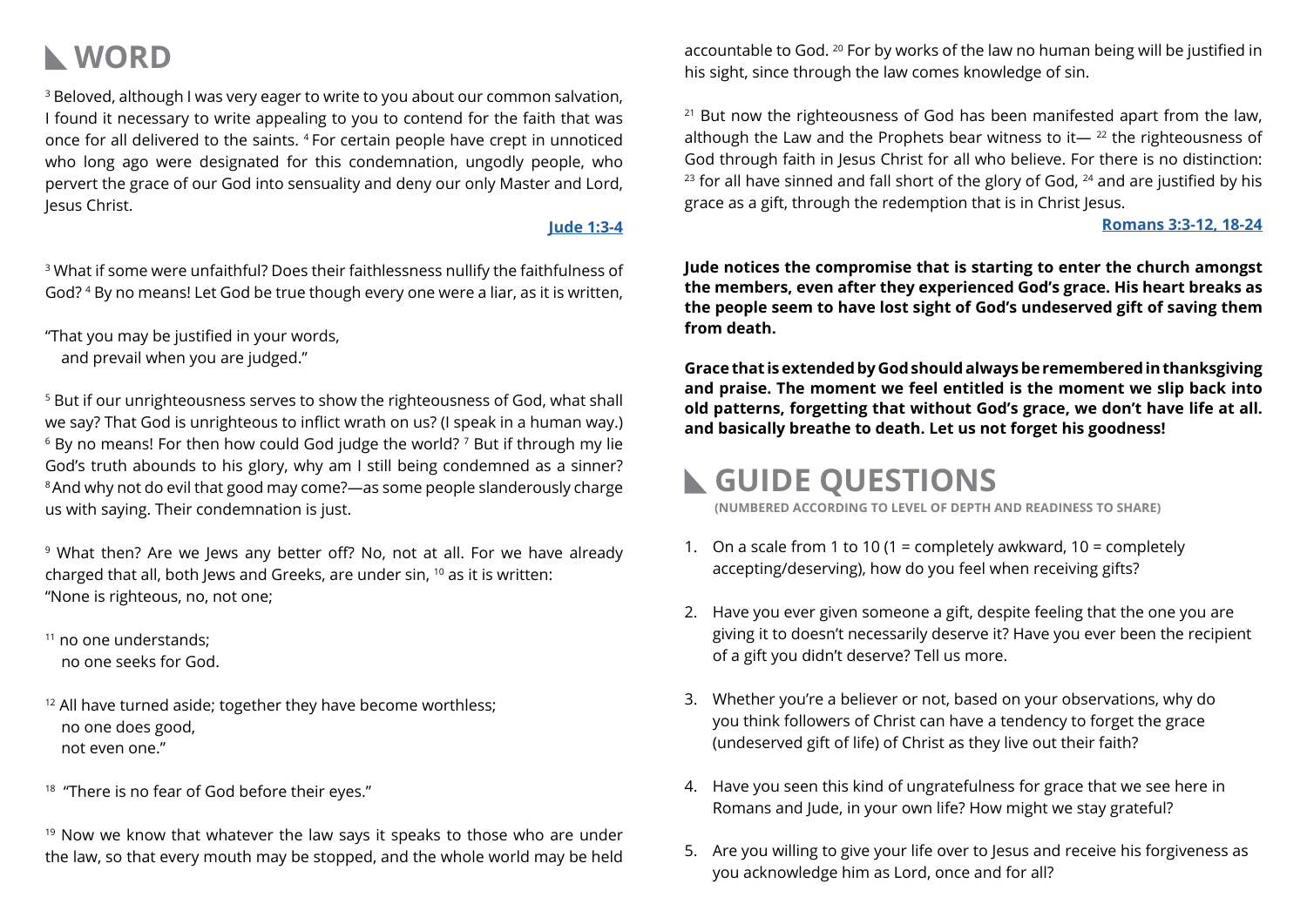## WORD

[3] Beloved, although I was very eager to write to you about our common salvation, I found it necessary to write appealing to you to contend for the faith that was once for all delivered to the saints. [4] For certain people have crept in unnoticed who long ago were designated for this condemnation, ungodly people, who pervert the grace of our God into sensuality and deny our only Master and Lord, Jesus Christ.

**Jude 1:3-4**

[3] What if some were unfaithful? Does their faithlessness nullify the faithfulness of God? [4] By no means! Let God be true though every one were a liar, as it is written,

"That you may be justified in your words,
and prevail when you are judged."

[5] But if our unrighteousness serves to show the righteousness of God, what shall we say? That God is unrighteous to inflict wrath on us? (I speak in a human way.) [6] By no means! For then how could God judge the world? [7] But if through my lie God's truth abounds to his glory, why am I still being condemned as a sinner? [8] And why not do evil that good may come?—as some people slanderously charge us with saying. Their condemnation is just.

[9] What then? Are we Jews any better off? No, not at all. For we have already charged that all, both Jews and Greeks, are under sin, [10] as it is written:
"None is righteous, no, not one;

[11] no one understands;
no one seeks for God.

[12] All have turned aside; together they have become worthless;
no one does good,
not even one."

[18] "There is no fear of God before their eyes."

[19] Now we know that whatever the law says it speaks to those who are under the law, so that every mouth may be stopped, and the whole world may be held accountable to God. [20] For by works of the law no human being will be justified in his sight, since through the law comes knowledge of sin.

[21] But now the righteousness of God has been manifested apart from the law, although the Law and the Prophets bear witness to it— [22] the righteousness of God through faith in Jesus Christ for all who believe. For there is no distinction: [23] for all have sinned and fall short of the glory of God, [24] and are justified by his grace as a gift, through the redemption that is in Christ Jesus.

**Romans 3:3-12, 18-24**

**Jude notices the compromise that is starting to enter the church amongst the members, even after they experienced God's grace. His heart breaks as the people seem to have lost sight of God's undeserved gift of saving them from death.**

**Grace that is extended by God should always be remembered in thanksgiving and praise. The moment we feel entitled is the moment we slip back into old patterns, forgetting that without God's grace, we don't have life at all. and basically breathe to death. Let us not forget his goodness!**

## GUIDE QUESTIONS

**(NUMBERED ACCORDING TO LEVEL OF DEPTH AND READINESS TO SHARE)**

1. On a scale from 1 to 10 (1 = completely awkward, 10 = completely accepting/deserving), how do you feel when receiving gifts?
2. Have you ever given someone a gift, despite feeling that the one you are giving it to doesn't necessarily deserve it? Have you ever been the recipient of a gift you didn't deserve? Tell us more.
3. Whether you're a believer or not, based on your observations, why do you think followers of Christ can have a tendency to forget the grace (undeserved gift of life) of Christ as they live out their faith?
4. Have you seen this kind of ungratefulness for grace that we see here in Romans and Jude, in your own life? How might we stay grateful?
5. Are you willing to give your life over to Jesus and receive his forgiveness as you acknowledge him as Lord, once and for all?